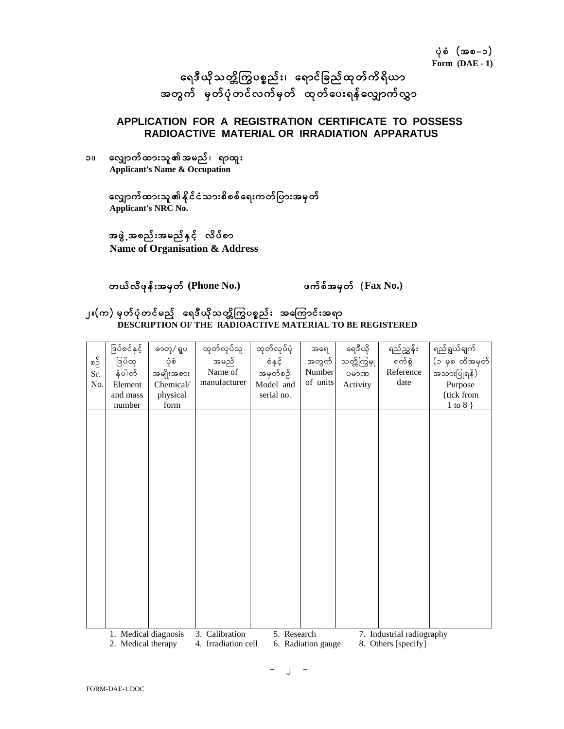ပုံစံ (အစ–၁)
**Form (DAE - 1)**

# ရေဒီယိုသတ္တိကြွပစ္စည်း၊ ရောင်ခြည်ထုတ်ကိရိယာ အတွက် မှတ်ပုံတင်လက်မှတ် ထုတ်ပေးရန်လျှောက်လွှာ

## APPLICATION FOR A REGISTRATION CERTIFICATE TO POSSESS RADIOACTIVE MATERIAL OR IRRADIATION APPARATUS

၁။ လျှောက်ထားသူ၏အမည်၊ ရာထူး
**Applicant's Name & Occupation**

လျှောက်ထားသူ၏နိုင်ငံသားစိစစ်ရေးကတ်ပြားအမှတ်
**Applicant's NRC No.**

အဖွဲ့အစည်းအမည်နှင့် လိပ်စာ
**Name of Organisation & Address**

တယ်လီဖုန်းအမှတ် **(Phone No.)** ဖက်စ်အမှတ် **(Fax No.)**

၂။(က) မှတ်ပုံတင်မည့် ရေဒီယိုသတ္တိကြွပစ္စည်း အကြောင်းအရာ
**DESCRIPTION OF THE RADIOACTIVE MATERIAL TO BE REGISTERED**

| စဉ် Sr. No. | ဒြပ်စင်နှင့် ဒြပ်ထုနံပါတ် Element and mass number | ဓာတု/ရူပ ပုံစံအမျိုးအစား Chemical/ physical form | ထုတ်လုပ်သူအမည် Name of manufacturer | ထုတ်လုပ်ပုံစံနှင့် အမှတ်စဉ် Model and serial no. | အရေအတွက် Number of units | ရေဒီယိုသတ္တိကြွမှုပမာဏ Activity | ရည်ညွှန်းရက်စွဲ Reference date | ရည်ရွယ်ချက် (၁ မှ ၈ ထိအမှတ်အသားပြုရန်) Purpose {tick from 1 to 8 } |
|---|---|---|---|---|---|---|---|---|
| | | | | | | | | |

1. Medical diagnosis
2. Medical therapy
3. Calibration
4. Irradiation cell
5. Research
6. Radiation gauge
7. Industrial radiography
8. Others [specify]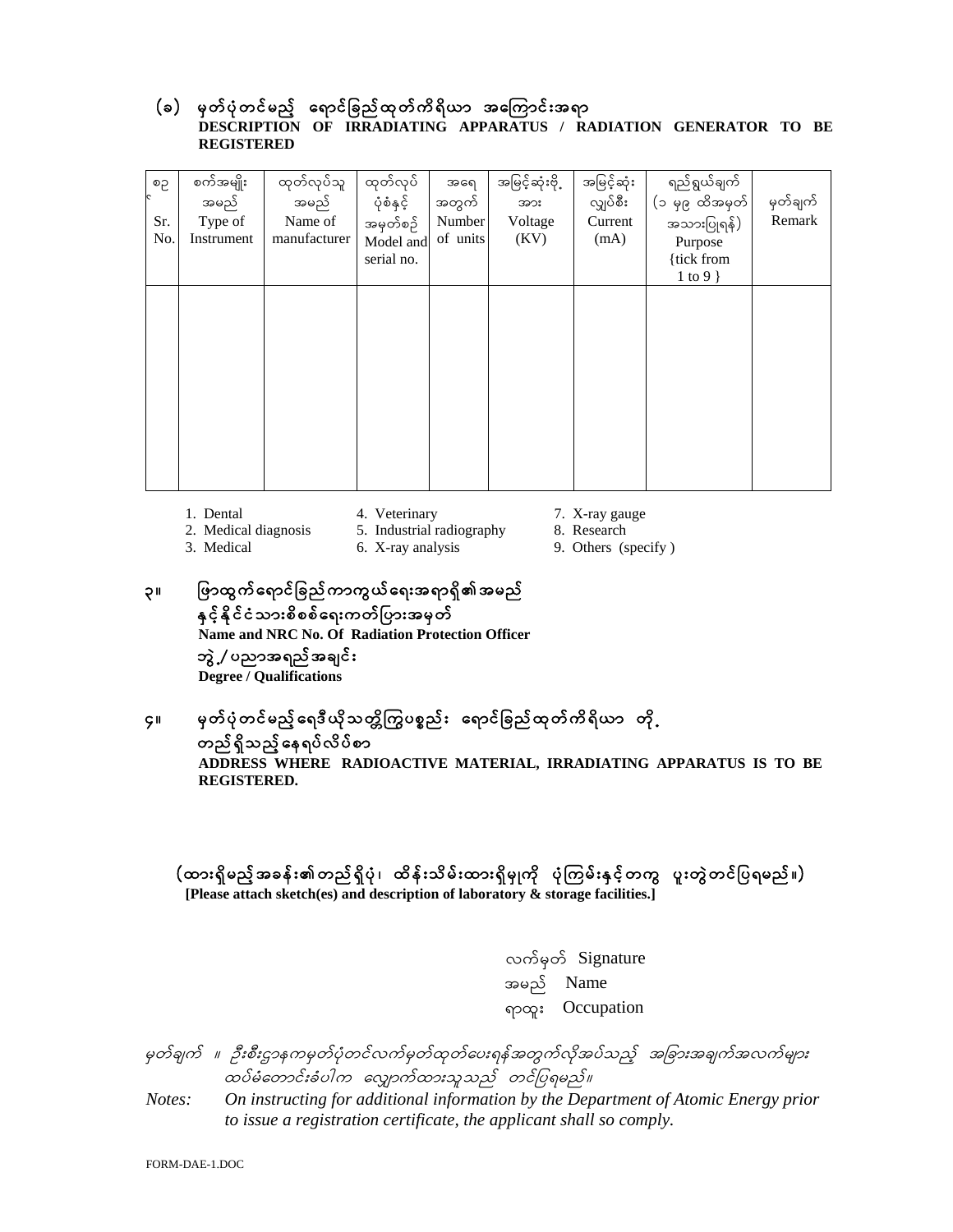(ခ) မှတ်ပုံတင်မည့် ရောင်ခြည်ထုတ်ကိရိယာ အကြောင်းအရာ
**DESCRIPTION OF IRRADIATING APPARATUS / RADIATION GENERATOR TO BE REGISTERED**

| စဉ် Sr. No. | စက်အမျိုးအမည် Type of Instrument | ထုတ်လုပ်သူအမည် Name of manufacturer | ထုတ်လုပ်ပုံစံနှင့်အမှတ်စဉ် Model and serial no. | အရေအတွက် Number of units | အမြင့်ဆုံးဗို့အား Voltage (KV) | အမြင့်ဆုံးလျှပ်စီး Current (mA) | ရည်ရွယ်ချက် (၁ မှ၉ ထိအမှတ်အသားပြုရန်) Purpose {tick from 1 to 9 } | မှတ်ချက် Remark |
|---|---|---|---|---|---|---|---|---|
| | | | | | | | | |

1. Dental
2. Medical diagnosis
3. Medical
4. Veterinary
5. Industrial radiography
6. X-ray analysis
7. X-ray gauge
8. Research
9. Others (specify )

၃။ ဖြာထွက်ရောင်ခြည်ကာကွယ်ရေးအရာရှိ၏အမည် နှင့်နိုင်ငံသားစိစစ်ရေးကတ်ပြားအမှတ်
**Name and NRC No. Of Radiation Protection Officer**
ဘွဲ့/ပညာအရည်အချင်း
**Degree / Qualifications**

၄။ မှတ်ပုံတင်မည့်ရေဒီယိုသတ္တိကြွပစ္စည်း ရောင်ခြည်ထုတ်ကိရိယာ တို့ တည်ရှိသည့်နေရပ်လိပ်စာ
**ADDRESS WHERE RADIOACTIVE MATERIAL, IRRADIATING APPARATUS IS TO BE REGISTERED.**

(ထားရှိမည့်အခန်း၏တည်ရှိပုံ၊ ထိန်းသိမ်းထားရှိမှုကို ပုံကြမ်းနှင့်တကွ ပူးတွဲတင်ပြရမည်။)
**[Please attach sketch(es) and description of laboratory & storage facilities.]**

လက်မှတ် Signature
အမည် Name
ရာထူး Occupation

*မှတ်ချက် ။ ဦးစီးဌာနကမှတ်ပုံတင်လက်မှတ်ထုတ်ပေးရန်အတွက်လိုအပ်သည့် အခြားအချက်အလက်များ ထပ်မံတောင်းခံပါက လျှောက်ထားသူသည် တင်ပြရမည်။*

*Notes: On instructing for additional information by the Department of Atomic Energy prior to issue a registration certificate, the applicant shall so comply.*

FORM-DAE-1.DOC